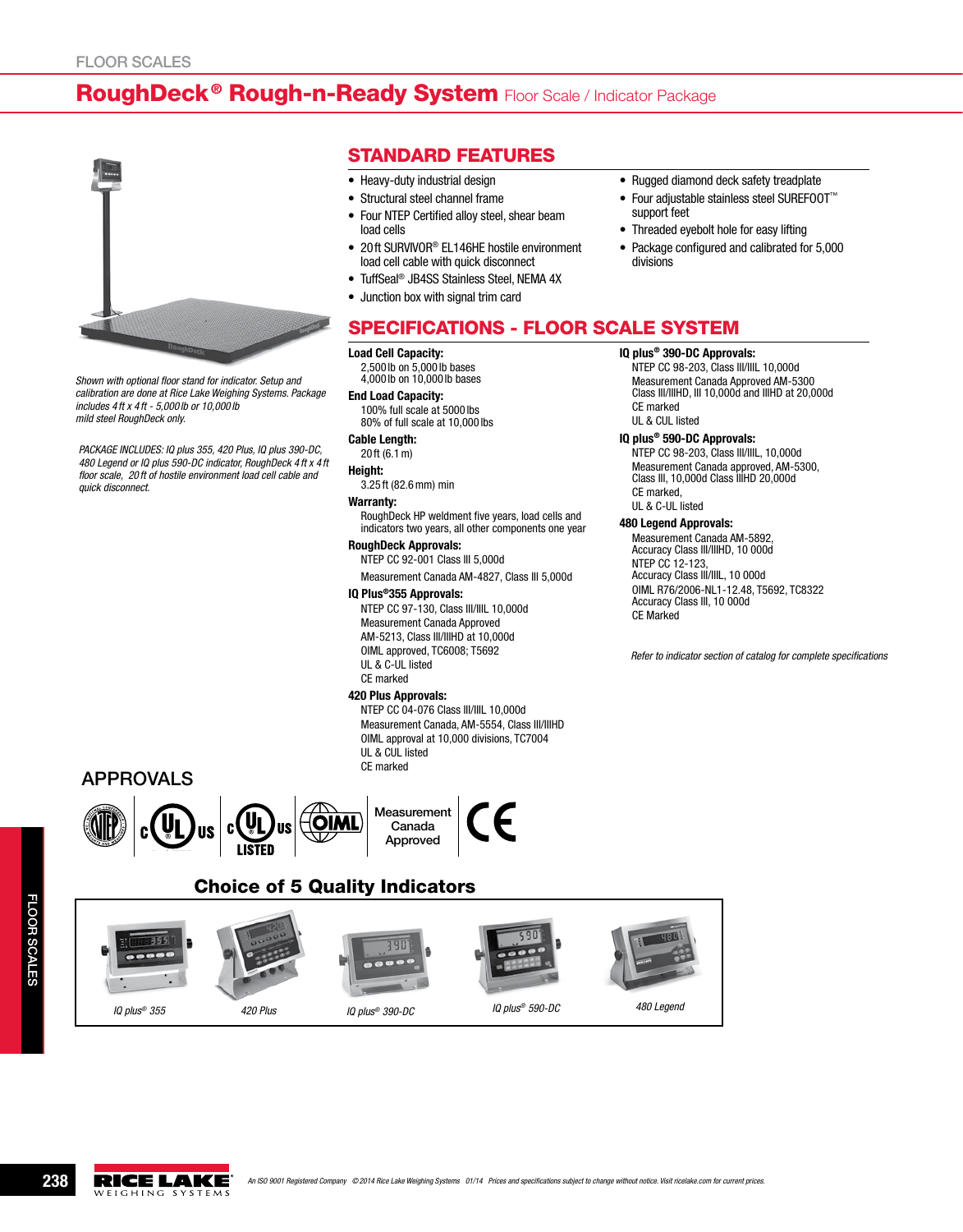# RoughDeck® Rough-n-Ready System Floor Scale / Indicator Package

*Shown with optional floor stand for indicator. Setup and calibration are done at Rice Lake Weighing Systems. Package includes 4 ft x 4 ft - 5,000 lb or 10,000 lb mild steel RoughDeck only.*

*PACKAGE INCLUDES: IQ plus 355, 420 Plus, IQ plus 390-DC, 480 Legend or IQ plus 590-DC indicator, RoughDeck 4 ft x 4 ft floor scale, 20 ft of hostile environment load cell cable and quick disconnect.*

## STANDARD FEATURES

- Heavy-duty industrial design
- Structural steel channel frame
- Four NTEP Certified alloy steel, shear beam load cells
- 20 ft SURVIVOR® EL146HE hostile environment load cell cable with quick disconnect
- TuffSeal® JB4SS Stainless Steel, NEMA 4X
- Junction box with signal trim card
- Rugged diamond deck safety treadplate
- Four adjustable stainless steel SUREFOOT™ support feet
- Threaded eyebolt hole for easy lifting
- Package configured and calibrated for 5,000 divisions

## SPECIFICATIONS - FLOOR SCALE SYSTEM

**Load Cell Capacity:**
2,500 lb on 5,000 lb bases
4,000 lb on 10,000 lb bases

**End Load Capacity:**
100% full scale at 5000 lbs
80% of full scale at 10,000 lbs

**Cable Length:**
20 ft (6.1 m)

**Height:**
3.25 ft (82.6 mm) min

**Warranty:**
RoughDeck HP weldment five years, load cells and indicators two years, all other components one year

**RoughDeck Approvals:**
NTEP CC 92-001 Class III 5,000d
Measurement Canada AM-4827, Class III 5,000d

**IQ Plus®355 Approvals:**
NTEP CC 97-130, Class III/IIIL 10,000d
Measurement Canada Approved
AM-5213, Class III/IIIHD at 10,000d
OIML approved, TC6008; T5692
UL & C-UL listed
CE marked

**420 Plus Approvals:**
NTEP CC 04-076 Class III/IIIL 10,000d
Measurement Canada, AM-5554, Class III/IIIHD
OIML approval at 10,000 divisions, TC7004
UL & CUL listed
CE marked

**IQ plus® 390-DC Approvals:**
NTEP CC 98-203, Class III/IIIL 10,000d
Measurement Canada Approved AM-5300
Class III/IIIHD, III 10,000d and IIIHD at 20,000d
CE marked
UL & CUL listed

**IQ plus® 590-DC Approvals:**
NTEP CC 98-203, Class III/IIIL, 10,000d
Measurement Canada approved, AM-5300,
Class III, 10,000d Class IIIHD 20,000d
CE marked,
UL & C-UL listed

**480 Legend Approvals:**
Measurement Canada AM-5892,
Accuracy Class III/IIIHD, 10 000d
NTEP CC 12-123,
Accuracy Class III/IIIL, 10 000d
OIML R76/2006-NL1-12.48, T5692, TC8322
Accuracy Class III, 10 000d
CE Marked

*Refer to indicator section of catalog for complete specifications*

## APPROVALS

Measurement Canada Approved

## Choice of 5 Quality Indicators

*IQ plus® 355* | *420 Plus* | *IQ plus® 390-DC* | *IQ plus® 590-DC* | *480 Legend*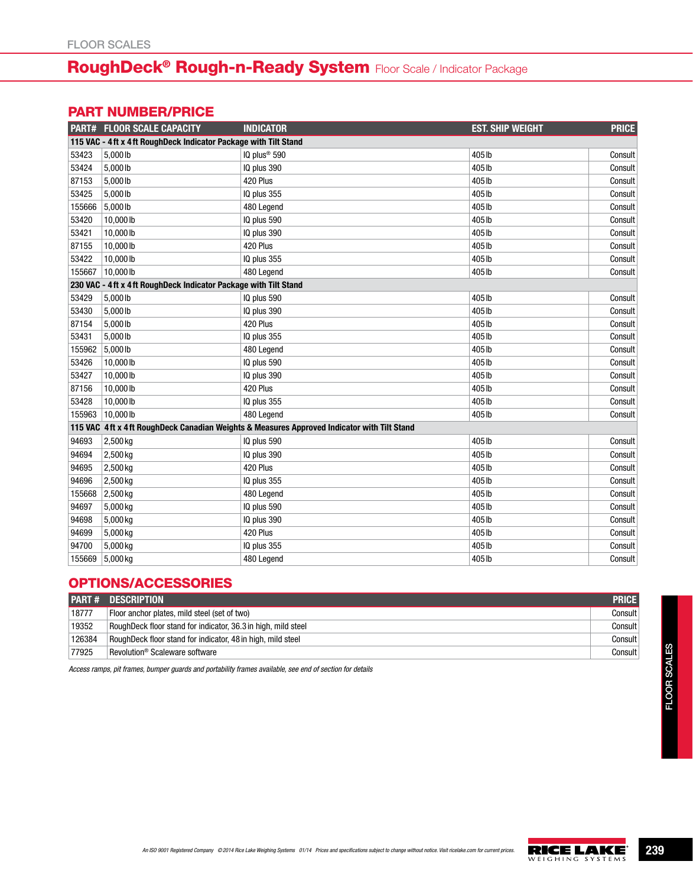FLOOR SCALES

# RoughDeck® Rough-n-Ready System Floor Scale / Indicator Package

## PART NUMBER/PRICE

| PART# | FLOOR SCALE CAPACITY | INDICATOR | EST. SHIP WEIGHT | PRICE |
|---|---|---|---|---|
| **115 VAC - 4 ft x 4 ft RoughDeck Indicator Package with Tilt Stand** | | | | |
| 53423 | 5,000 lb | IQ plus® 590 | 405 lb | Consult |
| 53424 | 5,000 lb | IQ plus 390 | 405 lb | Consult |
| 87153 | 5,000 lb | 420 Plus | 405 lb | Consult |
| 53425 | 5,000 lb | IQ plus 355 | 405 lb | Consult |
| 155666 | 5,000 lb | 480 Legend | 405 lb | Consult |
| 53420 | 10,000 lb | IQ plus 590 | 405 lb | Consult |
| 53421 | 10,000 lb | IQ plus 390 | 405 lb | Consult |
| 87155 | 10,000 lb | 420 Plus | 405 lb | Consult |
| 53422 | 10,000 lb | IQ plus 355 | 405 lb | Consult |
| 155667 | 10,000 lb | 480 Legend | 405 lb | Consult |
| **230 VAC - 4 ft x 4 ft RoughDeck Indicator Package with Tilt Stand** | | | | |
| 53429 | 5,000 lb | IQ plus 590 | 405 lb | Consult |
| 53430 | 5,000 lb | IQ plus 390 | 405 lb | Consult |
| 87154 | 5,000 lb | 420 Plus | 405 lb | Consult |
| 53431 | 5,000 lb | IQ plus 355 | 405 lb | Consult |
| 155962 | 5,000 lb | 480 Legend | 405 lb | Consult |
| 53426 | 10,000 lb | IQ plus 590 | 405 lb | Consult |
| 53427 | 10,000 lb | IQ plus 390 | 405 lb | Consult |
| 87156 | 10,000 lb | 420 Plus | 405 lb | Consult |
| 53428 | 10,000 lb | IQ plus 355 | 405 lb | Consult |
| 155963 | 10,000 lb | 480 Legend | 405 lb | Consult |
| **115 VAC 4 ft x 4 ft RoughDeck Canadian Weights & Measures Approved Indicator with Tilt Stand** | | | | |
| 94693 | 2,500 kg | IQ plus 590 | 405 lb | Consult |
| 94694 | 2,500 kg | IQ plus 390 | 405 lb | Consult |
| 94695 | 2,500 kg | 420 Plus | 405 lb | Consult |
| 94696 | 2,500 kg | IQ plus 355 | 405 lb | Consult |
| 155668 | 2,500 kg | 480 Legend | 405 lb | Consult |
| 94697 | 5,000 kg | IQ plus 590 | 405 lb | Consult |
| 94698 | 5,000 kg | IQ plus 390 | 405 lb | Consult |
| 94699 | 5,000 kg | 420 Plus | 405 lb | Consult |
| 94700 | 5,000 kg | IQ plus 355 | 405 lb | Consult |
| 155669 | 5,000 kg | 480 Legend | 405 lb | Consult |

## OPTIONS/ACCESSORIES

| PART # | DESCRIPTION | PRICE |
|---|---|---|
| 18777 | Floor anchor plates, mild steel (set of two) | Consult |
| 19352 | RoughDeck floor stand for indicator, 36.3 in high, mild steel | Consult |
| 126384 | RoughDeck floor stand for indicator, 48 in high, mild steel | Consult |
| 77925 | Revolution® Scaleware software | Consult |

*Access ramps, pit frames, bumper guards and portability frames available, see end of section for details*

*An ISO 9001 Registered Company © 2014 Rice Lake Weighing Systems 01/14 Prices and specifications subject to change without notice. Visit ricelake.com for current prices.*